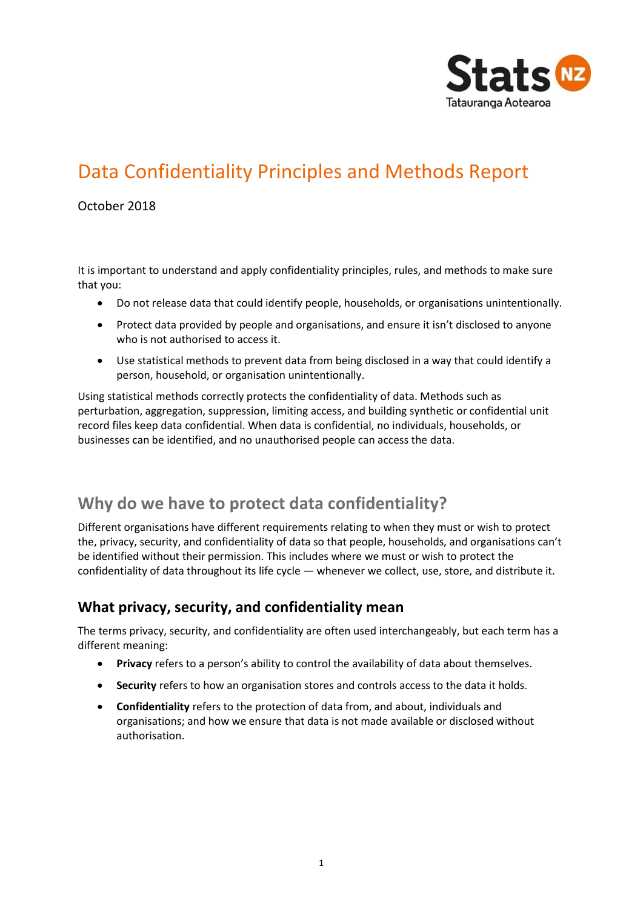# Data Confidentiality Principles and Methods Report

October 2018

It is important to understand and apply confidentiality principles, rules, and methods to make sure that you:

- Do not release data that could identify people, households, or organisations unintentionally.
- Protect data provided by people and organisations, and ensure it isn't disclosed to anyone who is not authorised to access it.
- Use statistical methods to prevent data from being disclosed in a way that could identify a person, household, or organisation unintentionally.

Using statistical methods correctly protects the confidentiality of data. Methods such as perturbation, aggregation, suppression, limiting access, and building synthetic or confidential unit record files keep data confidential. When data is confidential, no individuals, households, or businesses can be identified, and no unauthorised people can access the data.

## Why do we have to protect data confidentiality?

Different organisations have different requirements relating to when they must or wish to protect the, privacy, security, and confidentiality of data so that people, households, and organisations can't be identified without their permission. This includes where we must or wish to protect the confidentiality of data throughout its life cycle — whenever we collect, use, store, and distribute it.

### What privacy, security, and confidentiality mean

The terms privacy, security, and confidentiality are often used interchangeably, but each term has a different meaning:

- **Privacy** refers to a person's ability to control the availability of data about themselves.
- **Security** refers to how an organisation stores and controls access to the data it holds.
- **Confidentiality** refers to the protection of data from, and about, individuals and organisations; and how we ensure that data is not made available or disclosed without authorisation.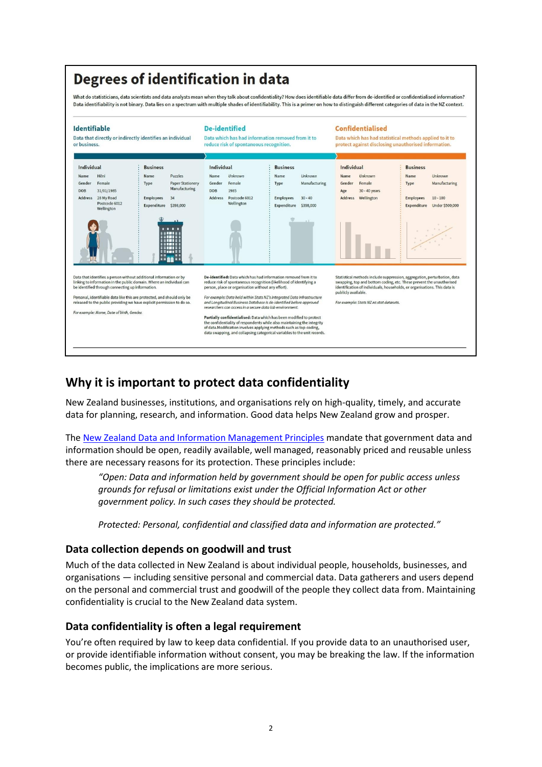# Degrees of identification in data

What do statisticians, data scientists and data analysts mean when they talk about confidentiality? How does identifiable data differ from de-identified or confidentialised information? Data identifiability is not binary. Data lies on a spectrum with multiple shades of identifiability. This is a primer on how to distinguish different categories of data in the NZ context.

### Identifiable

Data that directly or indirectly identifies an individual or business.

| Individual | | Business | |
|---|---|---|---|
| Name | Hēni | Name | Puzzles |
| Gender | Female | Type | Paper Stationery Manufacturing |
| DOB | 31/01/1985 | Employees | 34 |
| Address | 28 My Road Postcode 6012 Wellington | Expenditure | $398,000 |

Data that identifies a person without additional information or by linking to information in the public domain. Where an individual can be identified through connecting up information.

Personal, identifiable data like this are protected, and should only be released to the public providing we have explicit permission to do so.

*For example: Name, Date of birth, Gender.*

### De-identified

Data which has had information removed from it to reduce risk of spontaneous recognition.

| Individual | | Business | |
|---|---|---|---|
| Name | *Unknown* | Name | *Unknown* |
| Gender | Female | Type | Manufacturing |
| DOB | 1985 | Employees | 30 - 40 |
| Address | Postcode 6012 Wellington | Expenditure | $398,000 |

**De-identified:** Data which has had information removed from it to reduce risk of spontaneous recognition (likelihood of identifying a person, place or organisation without any effort).

*For example: Data held within Stats NZ's Integrated Data Infrastructure and Longitudinal Business Database is de-identified before approved researchers can access in a secure data lab environment.*

**Partially confidentialised:** Data which has been modified to protect the confidentiality of respondents while also maintaining the integrity of data.Modification involves applying methods such as top-coding, data swapping, and collapsing categorical variables to the unit records.

### Confidentialised

Data which has had statistical methods applied to it to protect against disclosing unauthorised information.

| Individual | | Business | |
|---|---|---|---|
| Name | *Unknown* | Name | *Unknown* |
| Gender | Female | Type | Manufacturing |
| Age | 30 - 40 years | Employees | 10 - 100 |
| Address | Wellington | Expenditure | Under $500,000 |

Statistical methods include suppression, aggregation, perturbation, data swapping, top and bottom coding, etc. These prevent the unauthorised identification of individuals, households, or organisations. This data is publicly available.

*For example: Stats NZ nz.stat datasets.*

## Why it is important to protect data confidentiality

New Zealand businesses, institutions, and organisations rely on high-quality, timely, and accurate data for planning, research, and information. Good data helps New Zealand grow and prosper.

The [New Zealand Data and Information Management Principles](New Zealand Data and Information Management Principles) mandate that government data and information should be open, readily available, well managed, reasonably priced and reusable unless there are necessary reasons for its protection. These principles include:

> *"Open: Data and information held by government should be open for public access unless grounds for refusal or limitations exist under the Official Information Act or other government policy. In such cases they should be protected.*
>
> *Protected: Personal, confidential and classified data and information are protected."*

### Data collection depends on goodwill and trust

Much of the data collected in New Zealand is about individual people, households, businesses, and organisations — including sensitive personal and commercial data. Data gatherers and users depend on the personal and commercial trust and goodwill of the people they collect data from. Maintaining confidentiality is crucial to the New Zealand data system.

### Data confidentiality is often a legal requirement

You're often required by law to keep data confidential. If you provide data to an unauthorised user, or provide identifiable information without consent, you may be breaking the law. If the information becomes public, the implications are more serious.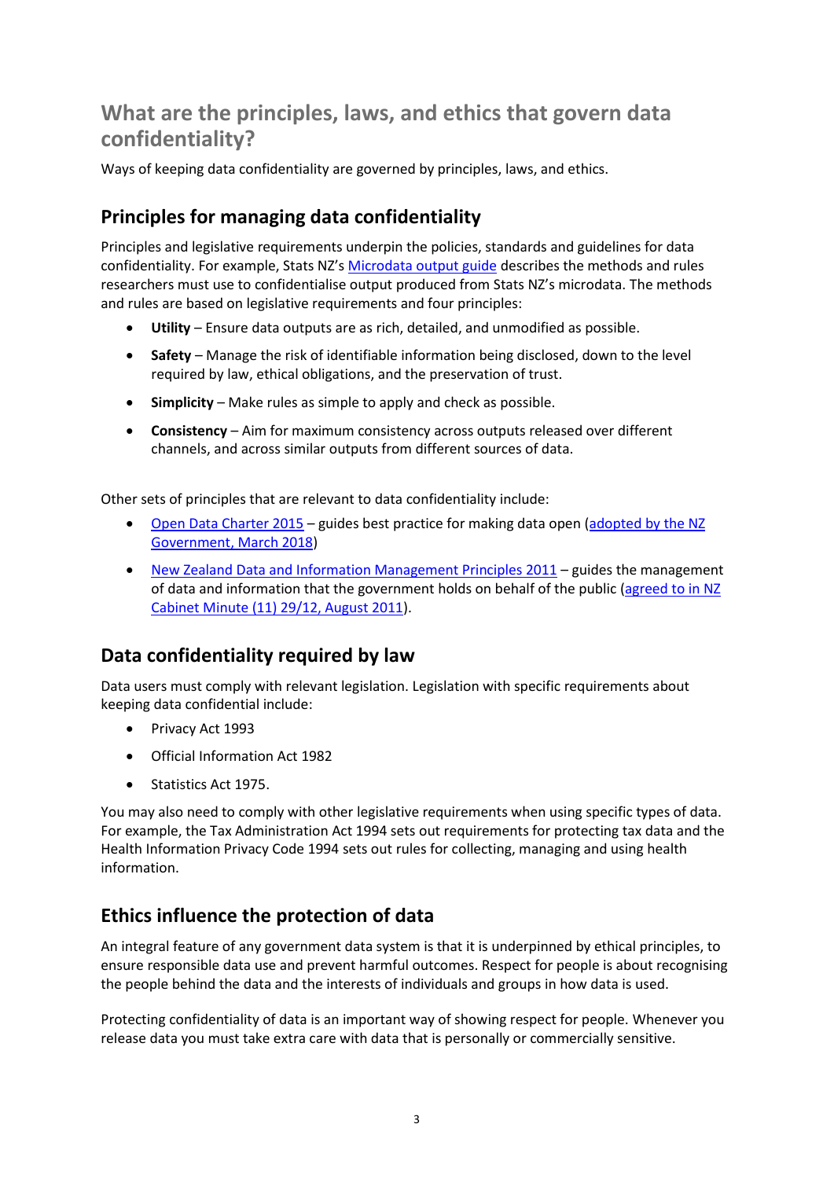## What are the principles, laws, and ethics that govern data confidentiality?

Ways of keeping data confidentiality are governed by principles, laws, and ethics.

### Principles for managing data confidentiality

Principles and legislative requirements underpin the policies, standards and guidelines for data confidentiality. For example, Stats NZ's Microdata output guide describes the methods and rules researchers must use to confidentialise output produced from Stats NZ's microdata. The methods and rules are based on legislative requirements and four principles:

- **Utility** – Ensure data outputs are as rich, detailed, and unmodified as possible.
- **Safety** – Manage the risk of identifiable information being disclosed, down to the level required by law, ethical obligations, and the preservation of trust.
- **Simplicity** – Make rules as simple to apply and check as possible.
- **Consistency** – Aim for maximum consistency across outputs released over different channels, and across similar outputs from different sources of data.

Other sets of principles that are relevant to data confidentiality include:

- Open Data Charter 2015 – guides best practice for making data open (adopted by the NZ Government, March 2018)
- New Zealand Data and Information Management Principles 2011 – guides the management of data and information that the government holds on behalf of the public (agreed to in NZ Cabinet Minute (11) 29/12, August 2011).

### Data confidentiality required by law

Data users must comply with relevant legislation. Legislation with specific requirements about keeping data confidential include:

- Privacy Act 1993
- Official Information Act 1982
- Statistics Act 1975.

You may also need to comply with other legislative requirements when using specific types of data. For example, the Tax Administration Act 1994 sets out requirements for protecting tax data and the Health Information Privacy Code 1994 sets out rules for collecting, managing and using health information.

### Ethics influence the protection of data

An integral feature of any government data system is that it is underpinned by ethical principles, to ensure responsible data use and prevent harmful outcomes. Respect for people is about recognising the people behind the data and the interests of individuals and groups in how data is used.

Protecting confidentiality of data is an important way of showing respect for people. Whenever you release data you must take extra care with data that is personally or commercially sensitive.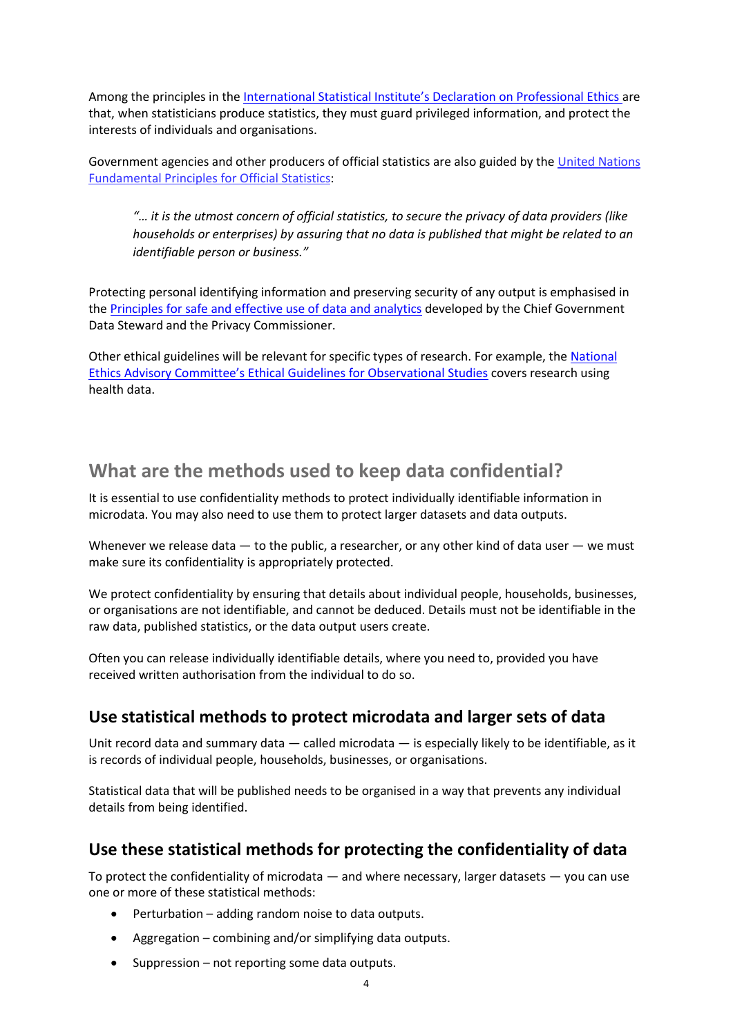Among the principles in the [International Statistical Institute's Declaration on Professional Ethics](#) are that, when statisticians produce statistics, they must guard privileged information, and protect the interests of individuals and organisations.

Government agencies and other producers of official statistics are also guided by the [United Nations Fundamental Principles for Official Statistics](#):

> *"… it is the utmost concern of official statistics, to secure the privacy of data providers (like households or enterprises) by assuring that no data is published that might be related to an identifiable person or business."*

Protecting personal identifying information and preserving security of any output is emphasised in the [Principles for safe and effective use of data and analytics](#) developed by the Chief Government Data Steward and the Privacy Commissioner.

Other ethical guidelines will be relevant for specific types of research. For example, the [National Ethics Advisory Committee's Ethical Guidelines for Observational Studies](#) covers research using health data.

## What are the methods used to keep data confidential?

It is essential to use confidentiality methods to protect individually identifiable information in microdata. You may also need to use them to protect larger datasets and data outputs.

Whenever we release data — to the public, a researcher, or any other kind of data user — we must make sure its confidentiality is appropriately protected.

We protect confidentiality by ensuring that details about individual people, households, businesses, or organisations are not identifiable, and cannot be deduced. Details must not be identifiable in the raw data, published statistics, or the data output users create.

Often you can release individually identifiable details, where you need to, provided you have received written authorisation from the individual to do so.

### Use statistical methods to protect microdata and larger sets of data

Unit record data and summary data — called microdata — is especially likely to be identifiable, as it is records of individual people, households, businesses, or organisations.

Statistical data that will be published needs to be organised in a way that prevents any individual details from being identified.

### Use these statistical methods for protecting the confidentiality of data

To protect the confidentiality of microdata — and where necessary, larger datasets — you can use one or more of these statistical methods:

- Perturbation – adding random noise to data outputs.
- Aggregation – combining and/or simplifying data outputs.
- Suppression – not reporting some data outputs.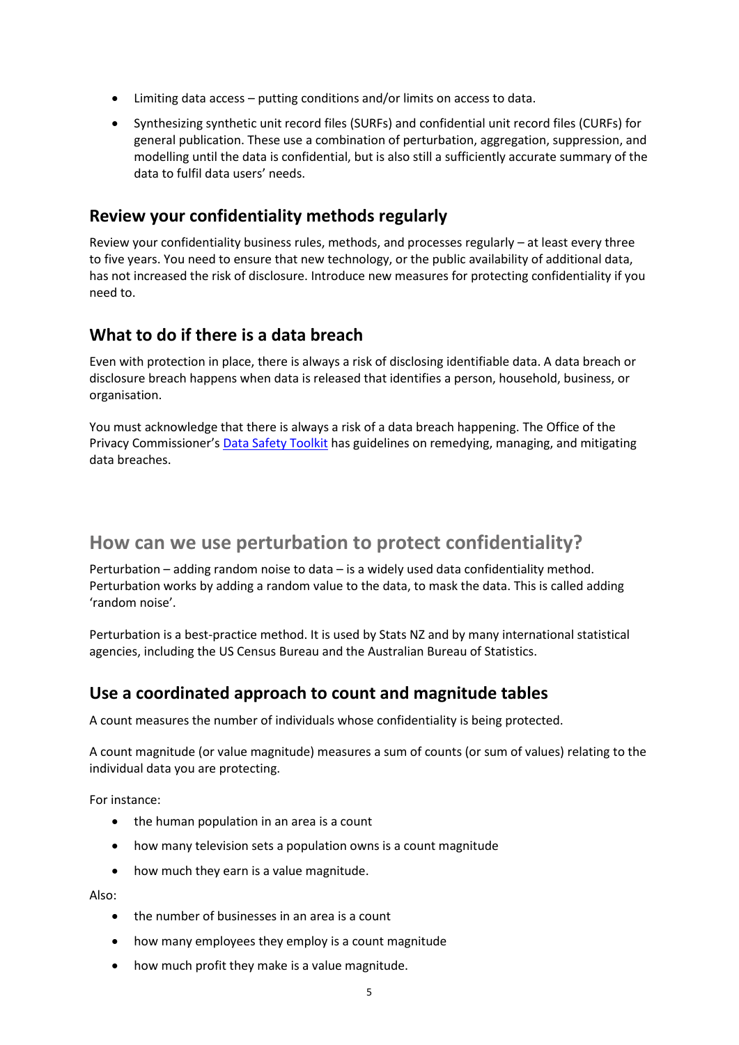- Limiting data access – putting conditions and/or limits on access to data.
- Synthesizing synthetic unit record files (SURFs) and confidential unit record files (CURFs) for general publication. These use a combination of perturbation, aggregation, suppression, and modelling until the data is confidential, but is also still a sufficiently accurate summary of the data to fulfil data users' needs.

### Review your confidentiality methods regularly

Review your confidentiality business rules, methods, and processes regularly – at least every three to five years. You need to ensure that new technology, or the public availability of additional data, has not increased the risk of disclosure. Introduce new measures for protecting confidentiality if you need to.

### What to do if there is a data breach

Even with protection in place, there is always a risk of disclosing identifiable data. A data breach or disclosure breach happens when data is released that identifies a person, household, business, or organisation.

You must acknowledge that there is always a risk of a data breach happening. The Office of the Privacy Commissioner's Data Safety Toolkit has guidelines on remedying, managing, and mitigating data breaches.

## How can we use perturbation to protect confidentiality?

Perturbation – adding random noise to data – is a widely used data confidentiality method. Perturbation works by adding a random value to the data, to mask the data. This is called adding 'random noise'.

Perturbation is a best-practice method. It is used by Stats NZ and by many international statistical agencies, including the US Census Bureau and the Australian Bureau of Statistics.

### Use a coordinated approach to count and magnitude tables

A count measures the number of individuals whose confidentiality is being protected.

A count magnitude (or value magnitude) measures a sum of counts (or sum of values) relating to the individual data you are protecting.

For instance:

- the human population in an area is a count
- how many television sets a population owns is a count magnitude
- how much they earn is a value magnitude.

Also:

- the number of businesses in an area is a count
- how many employees they employ is a count magnitude
- how much profit they make is a value magnitude.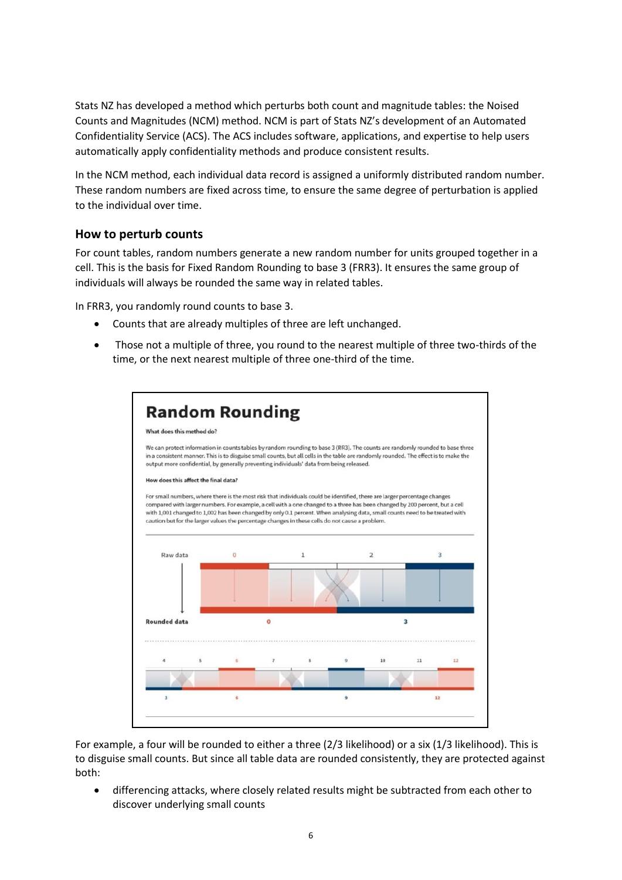Stats NZ has developed a method which perturbs both count and magnitude tables: the Noised Counts and Magnitudes (NCM) method. NCM is part of Stats NZ's development of an Automated Confidentiality Service (ACS). The ACS includes software, applications, and expertise to help users automatically apply confidentiality methods and produce consistent results.

In the NCM method, each individual data record is assigned a uniformly distributed random number. These random numbers are fixed across time, to ensure the same degree of perturbation is applied to the individual over time.

### How to perturb counts

For count tables, random numbers generate a new random number for units grouped together in a cell. This is the basis for Fixed Random Rounding to base 3 (FRR3). It ensures the same group of individuals will always be rounded the same way in related tables.

In FRR3, you randomly round counts to base 3.

- Counts that are already multiples of three are left unchanged.
- Those not a multiple of three, you round to the nearest multiple of three two-thirds of the time, or the next nearest multiple of three one-third of the time.

**Random Rounding**

**What does this method do?**

We can protect information in counts tables by random rounding to base 3 (RR3). The counts are randomly rounded to base three in a consistent manner. This is to disguise small counts, but all cells in the table are randomly rounded. The effect is to make the output more confidential, by generally preventing individuals' data from being released.

**How does this affect the final data?**

For small numbers, where there is the most risk that individuals could be identified, there are larger percentage changes compared with larger numbers. For example, a cell with a one changed to a three has been changed by 200 percent, but a cell with 1,001 changed to 1,002 has been changed by only 0.1 percent. When analysing data, small counts need to be treated with caution but for the larger values the percentage changes in these cells do not cause a problem.

For example, a four will be rounded to either a three (2/3 likelihood) or a six (1/3 likelihood). This is to disguise small counts. But since all table data are rounded consistently, they are protected against both:

- differencing attacks, where closely related results might be subtracted from each other to discover underlying small counts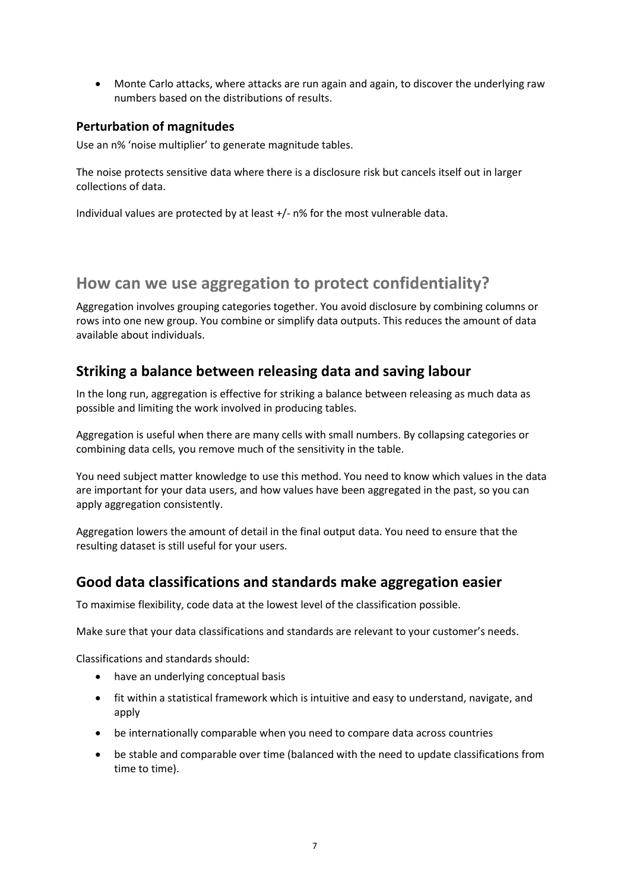- Monte Carlo attacks, where attacks are run again and again, to discover the underlying raw numbers based on the distributions of results.

### Perturbation of magnitudes

Use an n% 'noise multiplier' to generate magnitude tables.

The noise protects sensitive data where there is a disclosure risk but cancels itself out in larger collections of data.

Individual values are protected by at least +/- n% for the most vulnerable data.

# How can we use aggregation to protect confidentiality?

Aggregation involves grouping categories together. You avoid disclosure by combining columns or rows into one new group. You combine or simplify data outputs. This reduces the amount of data available about individuals.

## Striking a balance between releasing data and saving labour

In the long run, aggregation is effective for striking a balance between releasing as much data as possible and limiting the work involved in producing tables.

Aggregation is useful when there are many cells with small numbers. By collapsing categories or combining data cells, you remove much of the sensitivity in the table.

You need subject matter knowledge to use this method. You need to know which values in the data are important for your data users, and how values have been aggregated in the past, so you can apply aggregation consistently.

Aggregation lowers the amount of detail in the final output data. You need to ensure that the resulting dataset is still useful for your users.

## Good data classifications and standards make aggregation easier

To maximise flexibility, code data at the lowest level of the classification possible.

Make sure that your data classifications and standards are relevant to your customer's needs.

Classifications and standards should:

- have an underlying conceptual basis
- fit within a statistical framework which is intuitive and easy to understand, navigate, and apply
- be internationally comparable when you need to compare data across countries
- be stable and comparable over time (balanced with the need to update classifications from time to time).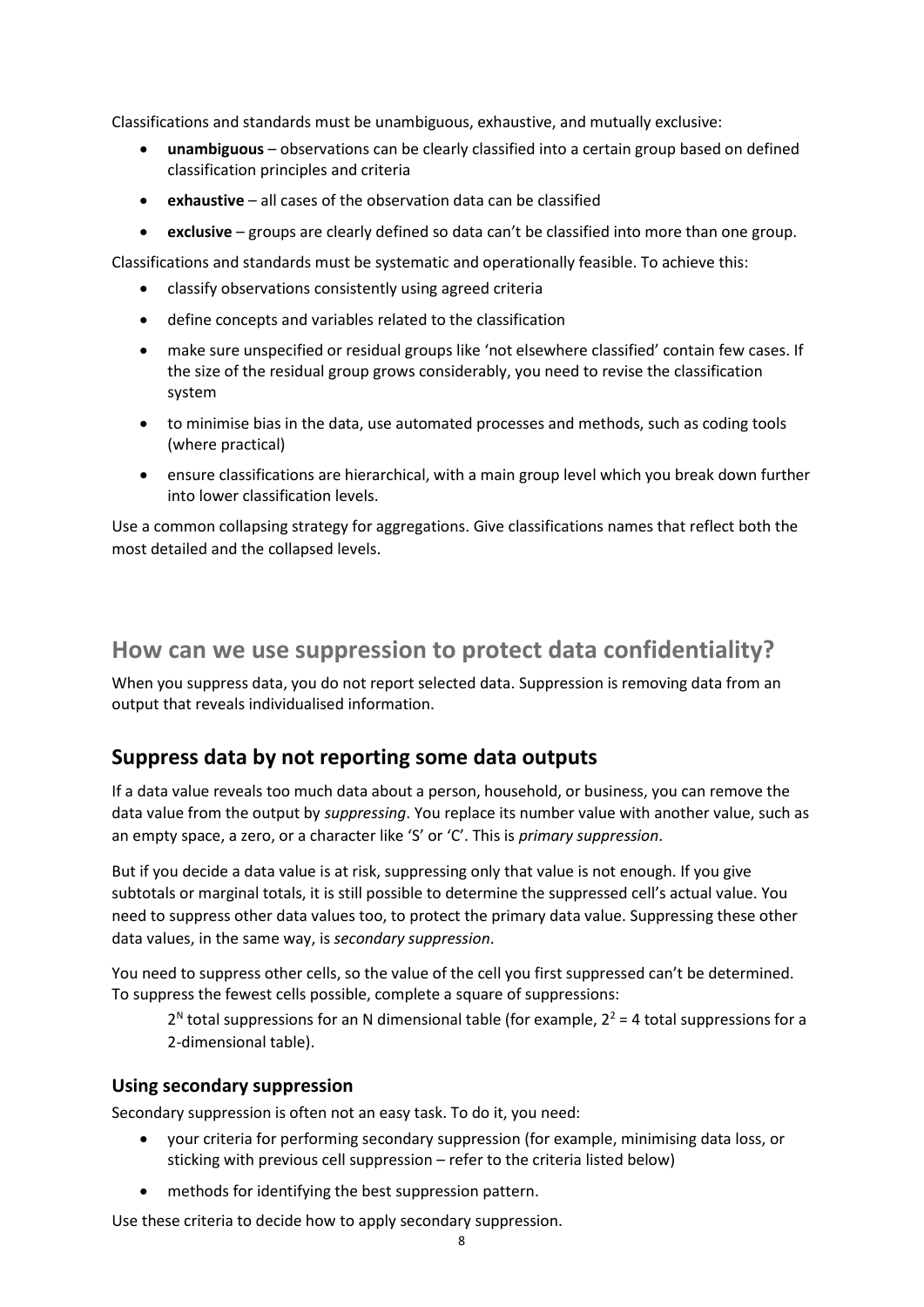Classifications and standards must be unambiguous, exhaustive, and mutually exclusive:

- **unambiguous** – observations can be clearly classified into a certain group based on defined classification principles and criteria
- **exhaustive** – all cases of the observation data can be classified
- **exclusive** – groups are clearly defined so data can't be classified into more than one group.

Classifications and standards must be systematic and operationally feasible. To achieve this:

- classify observations consistently using agreed criteria
- define concepts and variables related to the classification
- make sure unspecified or residual groups like 'not elsewhere classified' contain few cases. If the size of the residual group grows considerably, you need to revise the classification system
- to minimise bias in the data, use automated processes and methods, such as coding tools (where practical)
- ensure classifications are hierarchical, with a main group level which you break down further into lower classification levels.

Use a common collapsing strategy for aggregations. Give classifications names that reflect both the most detailed and the collapsed levels.

# How can we use suppression to protect data confidentiality?

When you suppress data, you do not report selected data. Suppression is removing data from an output that reveals individualised information.

## Suppress data by not reporting some data outputs

If a data value reveals too much data about a person, household, or business, you can remove the data value from the output by *suppressing*. You replace its number value with another value, such as an empty space, a zero, or a character like 'S' or 'C'. This is *primary suppression*.

But if you decide a data value is at risk, suppressing only that value is not enough. If you give subtotals or marginal totals, it is still possible to determine the suppressed cell's actual value. You need to suppress other data values too, to protect the primary data value. Suppressing these other data values, in the same way, is *secondary suppression*.

You need to suppress other cells, so the value of the cell you first suppressed can't be determined. To suppress the fewest cells possible, complete a square of suppressions:

> $2^N$ total suppressions for an N dimensional table (for example, $2^2 = 4$ total suppressions for a 2-dimensional table).

### Using secondary suppression

Secondary suppression is often not an easy task. To do it, you need:

- your criteria for performing secondary suppression (for example, minimising data loss, or sticking with previous cell suppression – refer to the criteria listed below)
- methods for identifying the best suppression pattern.

Use these criteria to decide how to apply secondary suppression.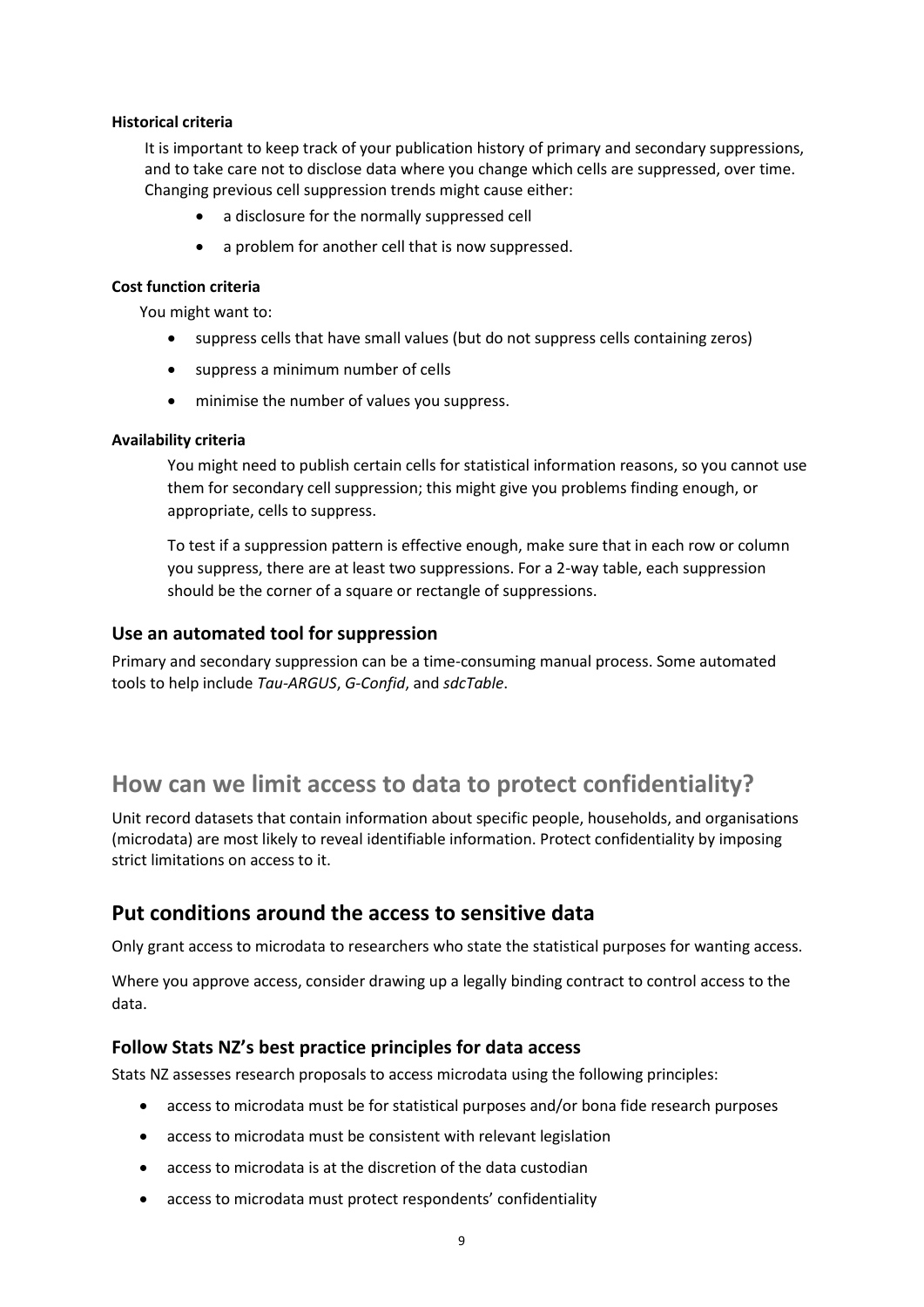#### Historical criteria

It is important to keep track of your publication history of primary and secondary suppressions, and to take care not to disclose data where you change which cells are suppressed, over time. Changing previous cell suppression trends might cause either:

- a disclosure for the normally suppressed cell
- a problem for another cell that is now suppressed.

#### Cost function criteria

You might want to:

- suppress cells that have small values (but do not suppress cells containing zeros)
- suppress a minimum number of cells
- minimise the number of values you suppress.

#### Availability criteria

You might need to publish certain cells for statistical information reasons, so you cannot use them for secondary cell suppression; this might give you problems finding enough, or appropriate, cells to suppress.

To test if a suppression pattern is effective enough, make sure that in each row or column you suppress, there are at least two suppressions. For a 2-way table, each suppression should be the corner of a square or rectangle of suppressions.

### Use an automated tool for suppression

Primary and secondary suppression can be a time-consuming manual process. Some automated tools to help include *Tau-ARGUS*, *G-Confid*, and *sdcTable*.

# How can we limit access to data to protect confidentiality?

Unit record datasets that contain information about specific people, households, and organisations (microdata) are most likely to reveal identifiable information. Protect confidentiality by imposing strict limitations on access to it.

## Put conditions around the access to sensitive data

Only grant access to microdata to researchers who state the statistical purposes for wanting access.

Where you approve access, consider drawing up a legally binding contract to control access to the data.

### Follow Stats NZ's best practice principles for data access

Stats NZ assesses research proposals to access microdata using the following principles:

- access to microdata must be for statistical purposes and/or bona fide research purposes
- access to microdata must be consistent with relevant legislation
- access to microdata is at the discretion of the data custodian
- access to microdata must protect respondents' confidentiality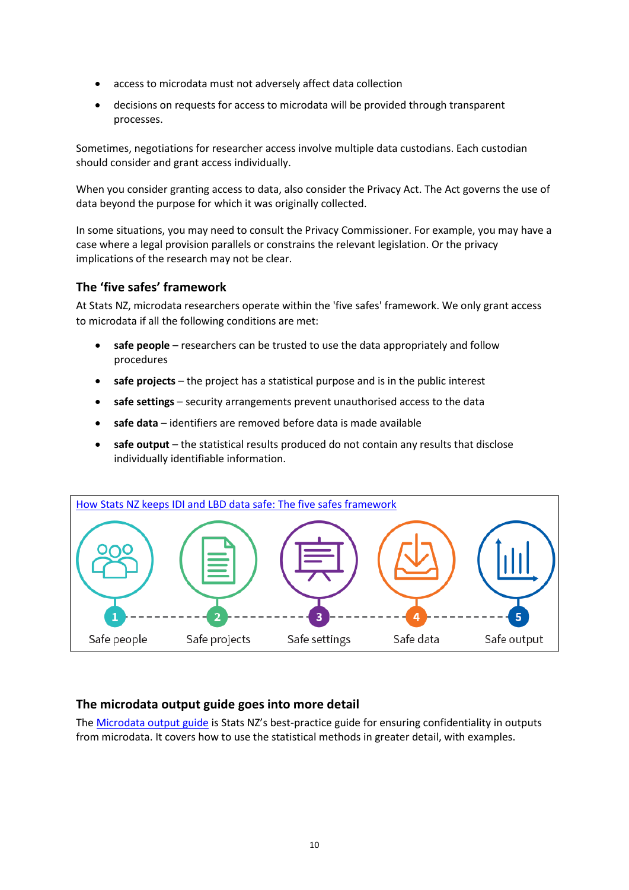- access to microdata must not adversely affect data collection
- decisions on requests for access to microdata will be provided through transparent processes.

Sometimes, negotiations for researcher access involve multiple data custodians. Each custodian should consider and grant access individually.

When you consider granting access to data, also consider the Privacy Act. The Act governs the use of data beyond the purpose for which it was originally collected.

In some situations, you may need to consult the Privacy Commissioner. For example, you may have a case where a legal provision parallels or constrains the relevant legislation. Or the privacy implications of the research may not be clear.

## The 'five safes' framework

At Stats NZ, microdata researchers operate within the 'five safes' framework. We only grant access to microdata if all the following conditions are met:

- **safe people** – researchers can be trusted to use the data appropriately and follow procedures
- **safe projects** – the project has a statistical purpose and is in the public interest
- **safe settings** – security arrangements prevent unauthorised access to the data
- **safe data** – identifiers are removed before data is made available
- **safe output** – the statistical results produced do not contain any results that disclose individually identifiable information.

How Stats NZ keeps IDI and LBD data safe: The five safes framework

1 Safe people – 2 Safe projects – 3 Safe settings – 4 Safe data – 5 Safe output

## The microdata output guide goes into more detail

The Microdata output guide is Stats NZ's best-practice guide for ensuring confidentiality in outputs from microdata. It covers how to use the statistical methods in greater detail, with examples.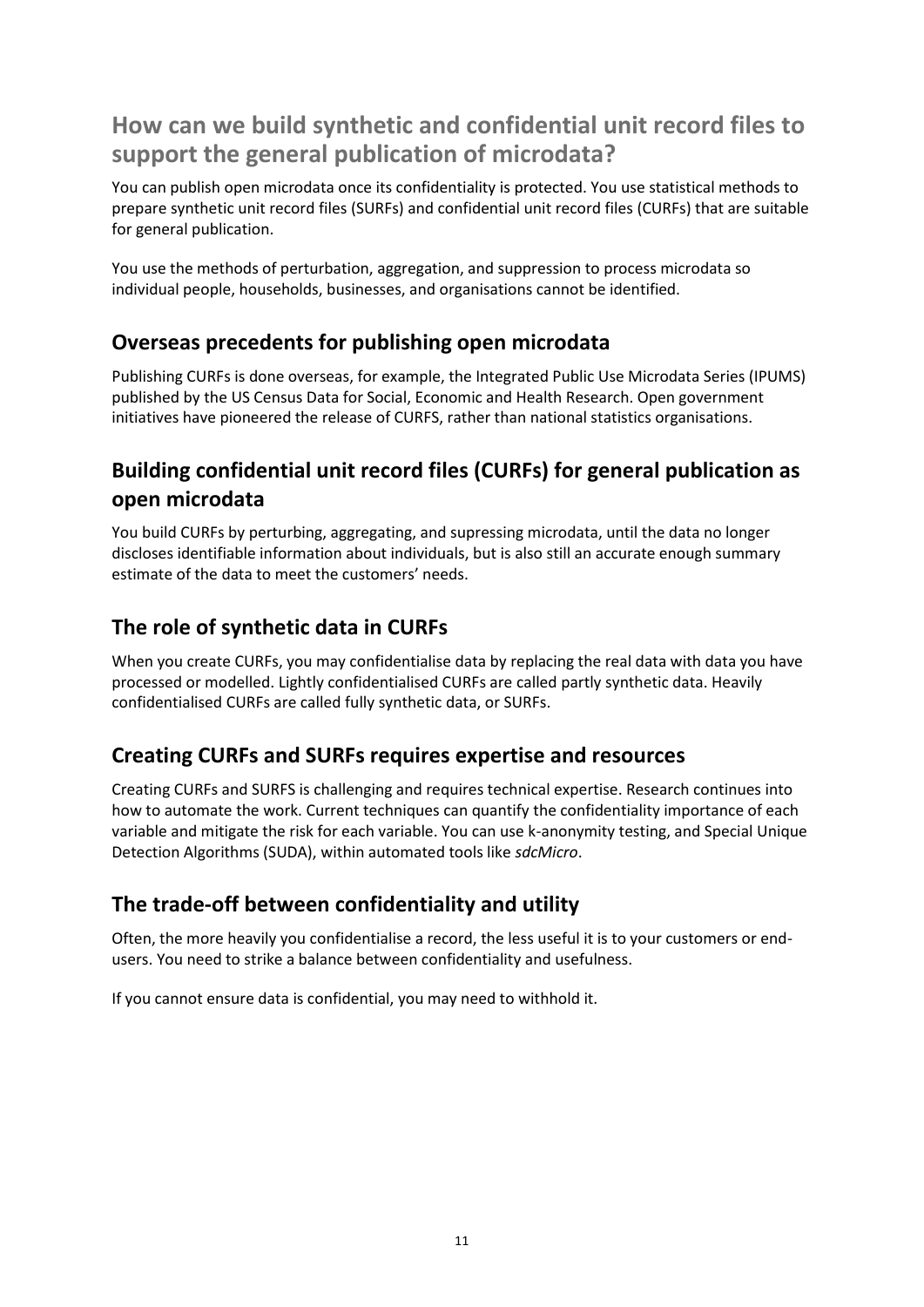## How can we build synthetic and confidential unit record files to support the general publication of microdata?

You can publish open microdata once its confidentiality is protected. You use statistical methods to prepare synthetic unit record files (SURFs) and confidential unit record files (CURFs) that are suitable for general publication.

You use the methods of perturbation, aggregation, and suppression to process microdata so individual people, households, businesses, and organisations cannot be identified.

### Overseas precedents for publishing open microdata

Publishing CURFs is done overseas, for example, the Integrated Public Use Microdata Series (IPUMS) published by the US Census Data for Social, Economic and Health Research. Open government initiatives have pioneered the release of CURFS, rather than national statistics organisations.

### Building confidential unit record files (CURFs) for general publication as open microdata

You build CURFs by perturbing, aggregating, and supressing microdata, until the data no longer discloses identifiable information about individuals, but is also still an accurate enough summary estimate of the data to meet the customers' needs.

### The role of synthetic data in CURFs

When you create CURFs, you may confidentialise data by replacing the real data with data you have processed or modelled. Lightly confidentialised CURFs are called partly synthetic data. Heavily confidentialised CURFs are called fully synthetic data, or SURFs.

### Creating CURFs and SURFs requires expertise and resources

Creating CURFs and SURFS is challenging and requires technical expertise. Research continues into how to automate the work. Current techniques can quantify the confidentiality importance of each variable and mitigate the risk for each variable. You can use k-anonymity testing, and Special Unique Detection Algorithms (SUDA), within automated tools like *sdcMicro*.

### The trade-off between confidentiality and utility

Often, the more heavily you confidentialise a record, the less useful it is to your customers or end-users. You need to strike a balance between confidentiality and usefulness.

If you cannot ensure data is confidential, you may need to withhold it.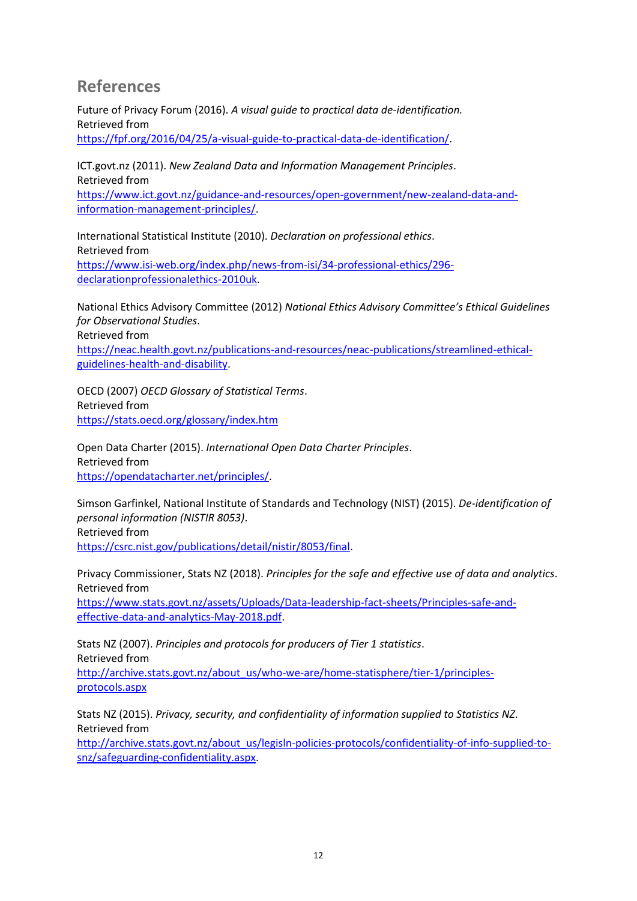## References

Future of Privacy Forum (2016). *A visual guide to practical data de-identification.*
Retrieved from
https://fpf.org/2016/04/25/a-visual-guide-to-practical-data-de-identification/.

ICT.govt.nz (2011). *New Zealand Data and Information Management Principles*.
Retrieved from
https://www.ict.govt.nz/guidance-and-resources/open-government/new-zealand-data-and-information-management-principles/.

International Statistical Institute (2010). *Declaration on professional ethics*.
Retrieved from
https://www.isi-web.org/index.php/news-from-isi/34-professional-ethics/296-declarationprofessionalethics-2010uk.

National Ethics Advisory Committee (2012) *National Ethics Advisory Committee's Ethical Guidelines for Observational Studies*.
Retrieved from
https://neac.health.govt.nz/publications-and-resources/neac-publications/streamlined-ethical-guidelines-health-and-disability.

OECD (2007) *OECD Glossary of Statistical Terms*.
Retrieved from
https://stats.oecd.org/glossary/index.htm

Open Data Charter (2015). *International Open Data Charter Principles*.
Retrieved from
https://opendatacharter.net/principles/.

Simson Garfinkel, National Institute of Standards and Technology (NIST) (2015). *De-identification of personal information (NISTIR 8053)*.
Retrieved from
https://csrc.nist.gov/publications/detail/nistir/8053/final.

Privacy Commissioner, Stats NZ (2018). *Principles for the safe and effective use of data and analytics*.
Retrieved from
https://www.stats.govt.nz/assets/Uploads/Data-leadership-fact-sheets/Principles-safe-and-effective-data-and-analytics-May-2018.pdf.

Stats NZ (2007). *Principles and protocols for producers of Tier 1 statistics*.
Retrieved from
http://archive.stats.govt.nz/about_us/who-we-are/home-statisphere/tier-1/principles-protocols.aspx

Stats NZ (2015). *Privacy, security, and confidentiality of information supplied to Statistics NZ.*
Retrieved from
http://archive.stats.govt.nz/about_us/legisln-policies-protocols/confidentiality-of-info-supplied-to-snz/safeguarding-confidentiality.aspx.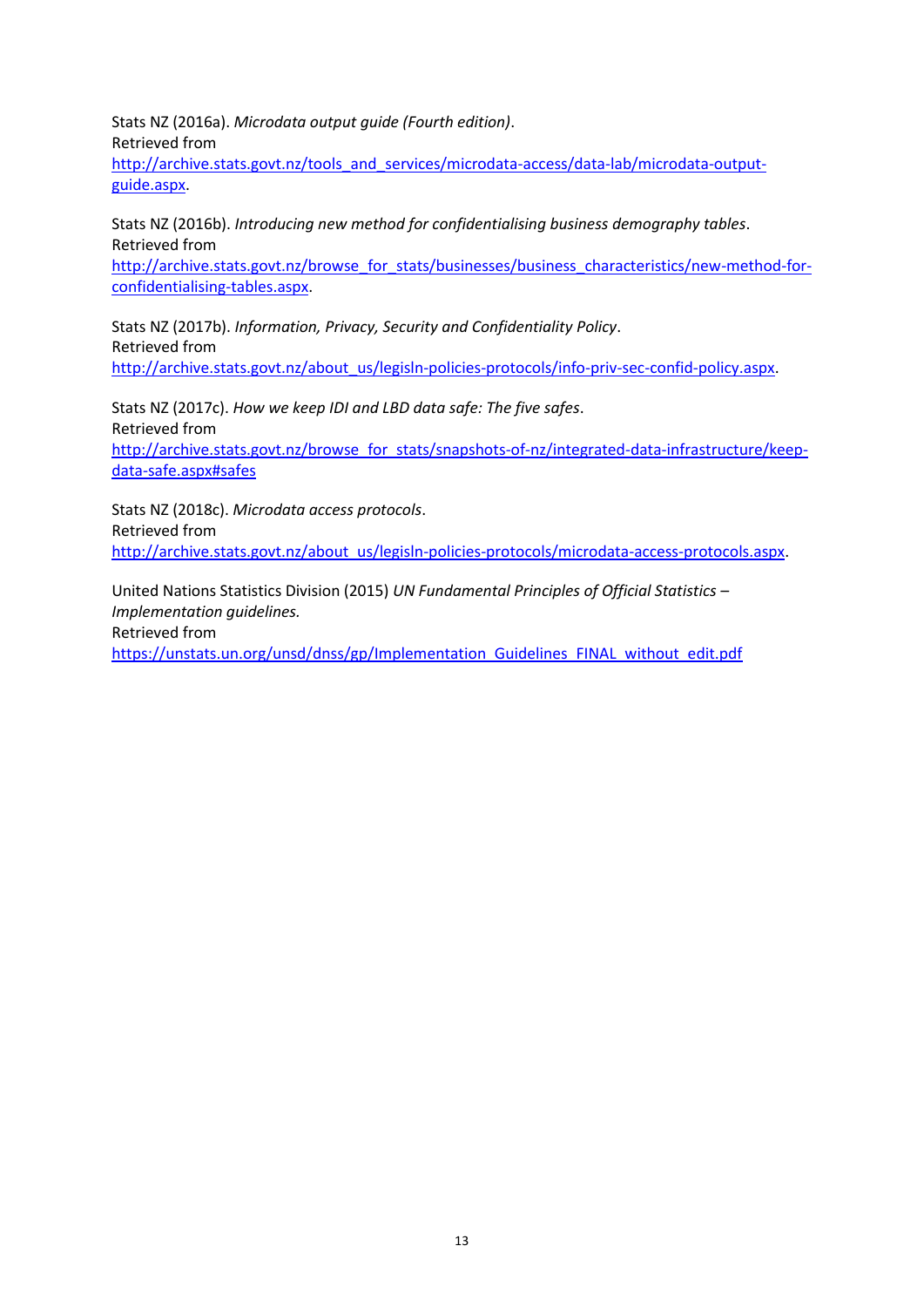Stats NZ (2016a). *Microdata output guide (Fourth edition)*.
Retrieved from
http://archive.stats.govt.nz/tools_and_services/microdata-access/data-lab/microdata-output-guide.aspx.

Stats NZ (2016b). *Introducing new method for confidentialising business demography tables*.
Retrieved from
http://archive.stats.govt.nz/browse_for_stats/businesses/business_characteristics/new-method-for-confidentialising-tables.aspx.

Stats NZ (2017b). *Information, Privacy, Security and Confidentiality Policy*.
Retrieved from
http://archive.stats.govt.nz/about_us/legisln-policies-protocols/info-priv-sec-confid-policy.aspx.

Stats NZ (2017c). *How we keep IDI and LBD data safe: The five safes*.
Retrieved from
http://archive.stats.govt.nz/browse_for_stats/snapshots-of-nz/integrated-data-infrastructure/keep-data-safe.aspx#safes

Stats NZ (2018c). *Microdata access protocols*.
Retrieved from
http://archive.stats.govt.nz/about_us/legisln-policies-protocols/microdata-access-protocols.aspx.

United Nations Statistics Division (2015) *UN Fundamental Principles of Official Statistics – Implementation guidelines.*
Retrieved from
https://unstats.un.org/unsd/dnss/gp/Implementation_Guidelines_FINAL_without_edit.pdf